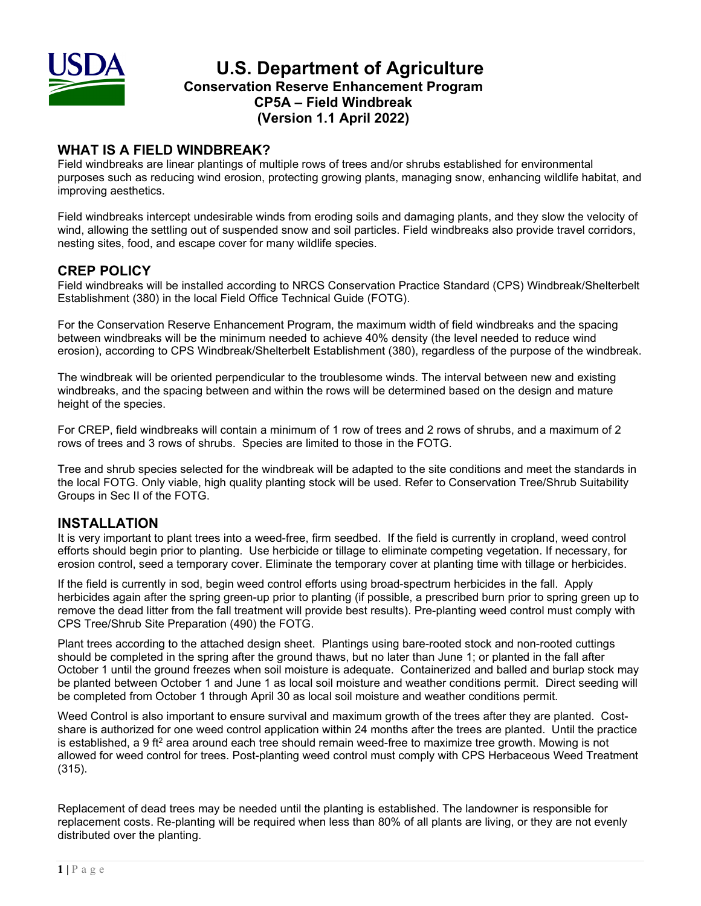# U.S. Department of Agriculture

## Conservation Reserve Enhancement Program
## CP5A – Field Windbreak
## (Version 1.1 April 2022)

## WHAT IS A FIELD WINDBREAK?

Field windbreaks are linear plantings of multiple rows of trees and/or shrubs established for environmental purposes such as reducing wind erosion, protecting growing plants, managing snow, enhancing wildlife habitat, and improving aesthetics.

Field windbreaks intercept undesirable winds from eroding soils and damaging plants, and they slow the velocity of wind, allowing the settling out of suspended snow and soil particles. Field windbreaks also provide travel corridors, nesting sites, food, and escape cover for many wildlife species.

## CREP POLICY

Field windbreaks will be installed according to NRCS Conservation Practice Standard (CPS) Windbreak/Shelterbelt Establishment (380) in the local Field Office Technical Guide (FOTG).

For the Conservation Reserve Enhancement Program, the maximum width of field windbreaks and the spacing between windbreaks will be the minimum needed to achieve 40% density (the level needed to reduce wind erosion), according to CPS Windbreak/Shelterbelt Establishment (380), regardless of the purpose of the windbreak.

The windbreak will be oriented perpendicular to the troublesome winds. The interval between new and existing windbreaks, and the spacing between and within the rows will be determined based on the design and mature height of the species.

For CREP, field windbreaks will contain a minimum of 1 row of trees and 2 rows of shrubs, and a maximum of 2 rows of trees and 3 rows of shrubs. Species are limited to those in the FOTG.

Tree and shrub species selected for the windbreak will be adapted to the site conditions and meet the standards in the local FOTG. Only viable, high quality planting stock will be used. Refer to Conservation Tree/Shrub Suitability Groups in Sec II of the FOTG.

## INSTALLATION

It is very important to plant trees into a weed-free, firm seedbed. If the field is currently in cropland, weed control efforts should begin prior to planting. Use herbicide or tillage to eliminate competing vegetation. If necessary, for erosion control, seed a temporary cover. Eliminate the temporary cover at planting time with tillage or herbicides.

If the field is currently in sod, begin weed control efforts using broad-spectrum herbicides in the fall. Apply herbicides again after the spring green-up prior to planting (if possible, a prescribed burn prior to spring green up to remove the dead litter from the fall treatment will provide best results). Pre-planting weed control must comply with CPS Tree/Shrub Site Preparation (490) the FOTG.

Plant trees according to the attached design sheet. Plantings using bare-rooted stock and non-rooted cuttings should be completed in the spring after the ground thaws, but no later than June 1; or planted in the fall after October 1 until the ground freezes when soil moisture is adequate. Containerized and balled and burlap stock may be planted between October 1 and June 1 as local soil moisture and weather conditions permit. Direct seeding will be completed from October 1 through April 30 as local soil moisture and weather conditions permit.

Weed Control is also important to ensure survival and maximum growth of the trees after they are planted. Cost-share is authorized for one weed control application within 24 months after the trees are planted. Until the practice is established, a 9 $ft^2$ area around each tree should remain weed-free to maximize tree growth. Mowing is not allowed for weed control for trees. Post-planting weed control must comply with CPS Herbaceous Weed Treatment (315).

Replacement of dead trees may be needed until the planting is established. The landowner is responsible for replacement costs. Re-planting will be required when less than 80% of all plants are living, or they are not evenly distributed over the planting.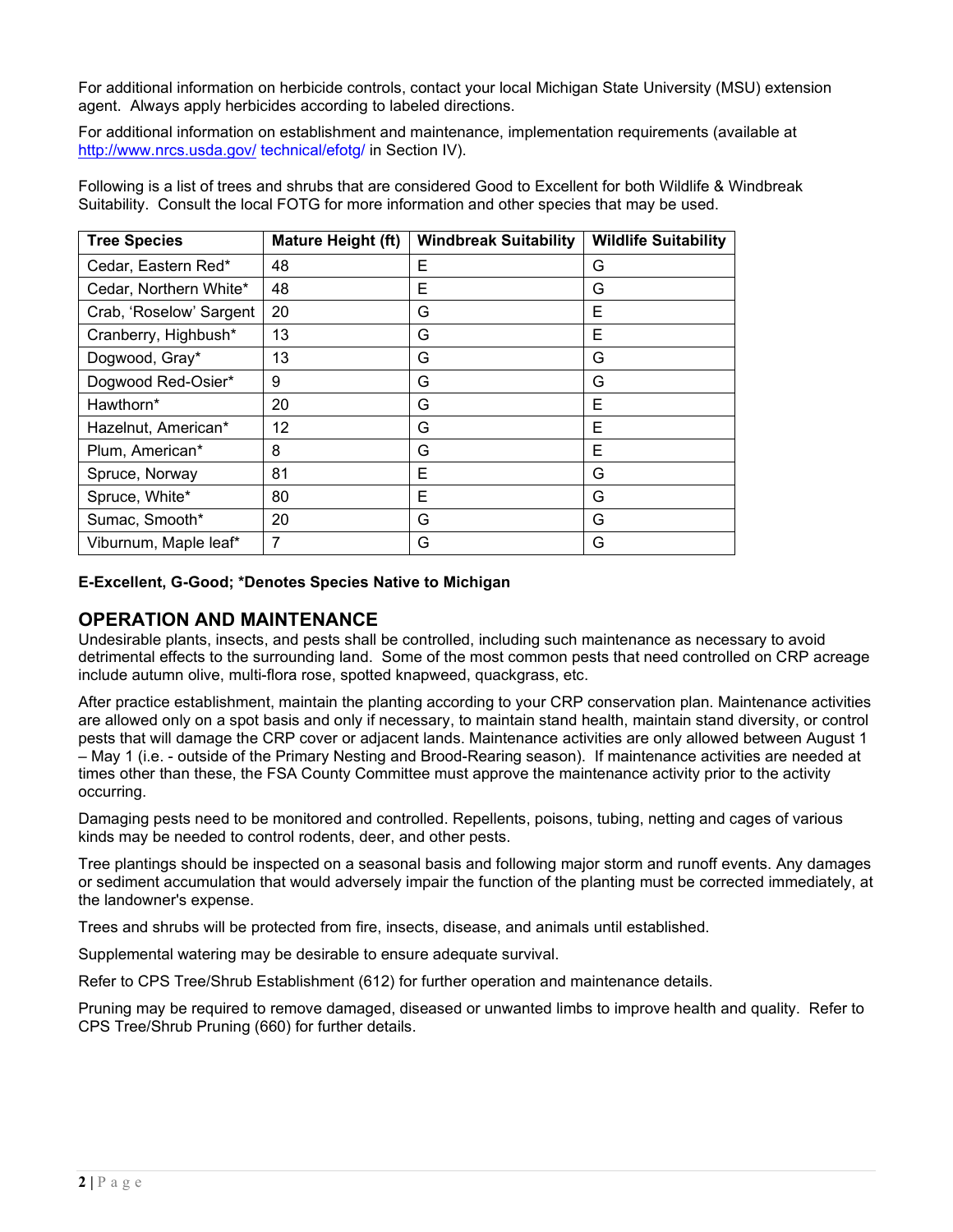For additional information on herbicide controls, contact your local Michigan State University (MSU) extension agent. Always apply herbicides according to labeled directions.

For additional information on establishment and maintenance, implementation requirements (available at http://www.nrcs.usda.gov/ technical/efotg/ in Section IV).

Following is a list of trees and shrubs that are considered Good to Excellent for both Wildlife & Windbreak Suitability. Consult the local FOTG for more information and other species that may be used.

| Tree Species | Mature Height (ft) | Windbreak Suitability | Wildlife Suitability |
|---|---|---|---|
| Cedar, Eastern Red* | 48 | E | G |
| Cedar, Northern White* | 48 | E | G |
| Crab, 'Roselow' Sargent | 20 | G | E |
| Cranberry, Highbush* | 13 | G | E |
| Dogwood, Gray* | 13 | G | G |
| Dogwood Red-Osier* | 9 | G | G |
| Hawthorn* | 20 | G | E |
| Hazelnut, American* | 12 | G | E |
| Plum, American* | 8 | G | E |
| Spruce, Norway | 81 | E | G |
| Spruce, White* | 80 | E | G |
| Sumac, Smooth* | 20 | G | G |
| Viburnum, Maple leaf* | 7 | G | G |

**E-Excellent, G-Good; *Denotes Species Native to Michigan**

## OPERATION AND MAINTENANCE

Undesirable plants, insects, and pests shall be controlled, including such maintenance as necessary to avoid detrimental effects to the surrounding land. Some of the most common pests that need controlled on CRP acreage include autumn olive, multi-flora rose, spotted knapweed, quackgrass, etc.

After practice establishment, maintain the planting according to your CRP conservation plan. Maintenance activities are allowed only on a spot basis and only if necessary, to maintain stand health, maintain stand diversity, or control pests that will damage the CRP cover or adjacent lands. Maintenance activities are only allowed between August 1 – May 1 (i.e. - outside of the Primary Nesting and Brood-Rearing season). If maintenance activities are needed at times other than these, the FSA County Committee must approve the maintenance activity prior to the activity occurring.

Damaging pests need to be monitored and controlled. Repellents, poisons, tubing, netting and cages of various kinds may be needed to control rodents, deer, and other pests.

Tree plantings should be inspected on a seasonal basis and following major storm and runoff events. Any damages or sediment accumulation that would adversely impair the function of the planting must be corrected immediately, at the landowner's expense.

Trees and shrubs will be protected from fire, insects, disease, and animals until established.

Supplemental watering may be desirable to ensure adequate survival.

Refer to CPS Tree/Shrub Establishment (612) for further operation and maintenance details.

Pruning may be required to remove damaged, diseased or unwanted limbs to improve health and quality. Refer to CPS Tree/Shrub Pruning (660) for further details.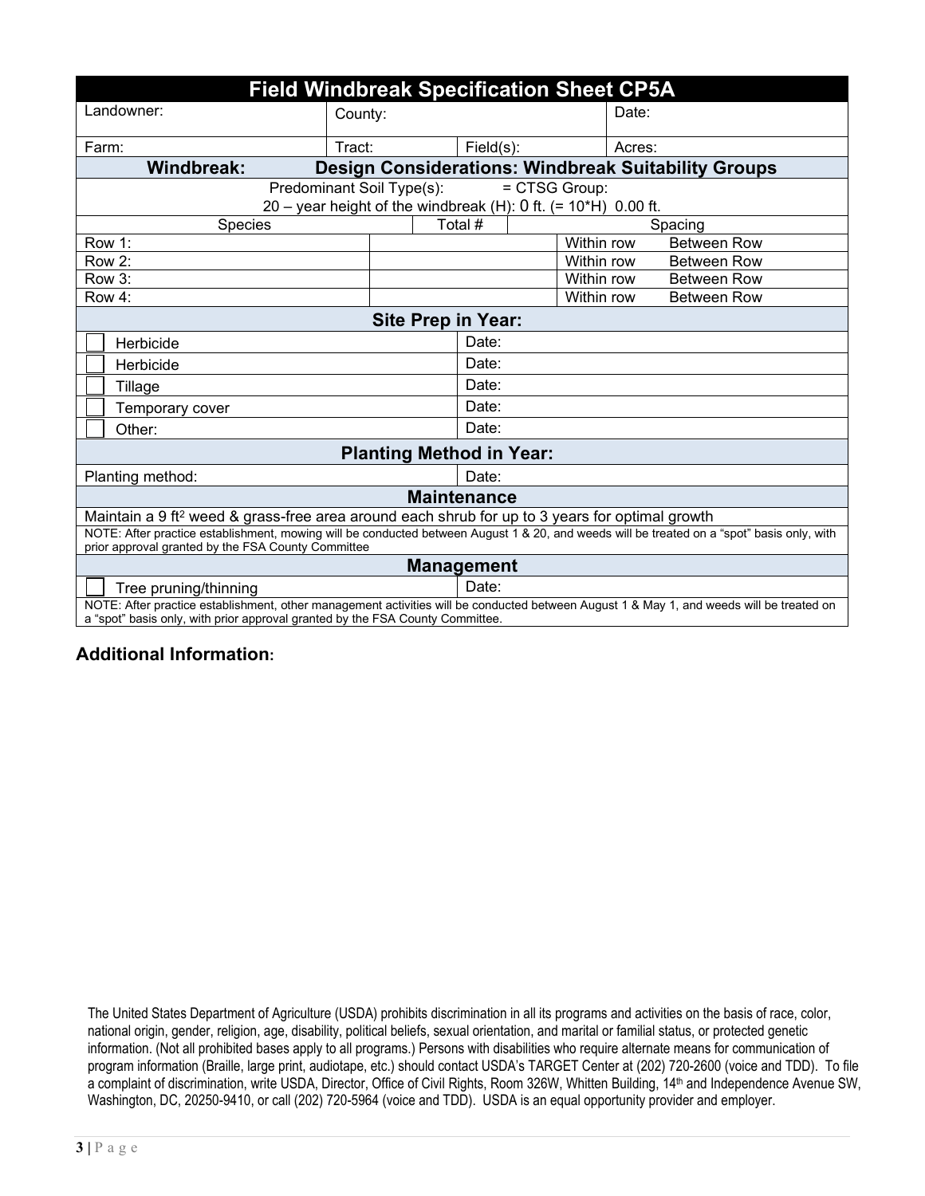# Field Windbreak Specification Sheet CP5A

| | | | |
|---|---|---|---|
| Landowner: | County: | | Date: |
| Farm: | Tract: | Field(s): | Acres: |

## Windbreak: Design Considerations: Windbreak Suitability Groups

Predominant Soil Type(s): = CTSG Group:

20 – year height of the windbreak (H): 0 ft. (= 10*H) 0.00 ft.

| Species | Total # | Spacing | |
|---|---|---|---|
| Row 1: | | Within row | Between Row |
| Row 2: | | Within row | Between Row |
| Row 3: | | Within row | Between Row |
| Row 4: | | Within row | Between Row |

## Site Prep in Year:

| | |
|---|---|
| ☐ Herbicide | Date: |
| ☐ Herbicide | Date: |
| ☐ Tillage | Date: |
| ☐ Temporary cover | Date: |
| ☐ Other: | Date: |

## Planting Method in Year:

| | |
|---|---|
| Planting method: | Date: |

## Maintenance

Maintain a 9 $ft^2$ weed & grass-free area around each shrub for up to 3 years for optimal growth

NOTE: After practice establishment, mowing will be conducted between August 1 & 20, and weeds will be treated on a "spot" basis only, with prior approval granted by the FSA County Committee

## Management

| | |
|---|---|
| ☐ Tree pruning/thinning | Date: |

NOTE: After practice establishment, other management activities will be conducted between August 1 & May 1, and weeds will be treated on a "spot" basis only, with prior approval granted by the FSA County Committee.

**Additional Information:**

The United States Department of Agriculture (USDA) prohibits discrimination in all its programs and activities on the basis of race, color, national origin, gender, religion, age, disability, political beliefs, sexual orientation, and marital or familial status, or protected genetic information. (Not all prohibited bases apply to all programs.) Persons with disabilities who require alternate means for communication of program information (Braille, large print, audiotape, etc.) should contact USDA's TARGET Center at (202) 720-2600 (voice and TDD). To file a complaint of discrimination, write USDA, Director, Office of Civil Rights, Room 326W, Whitten Building, 14th and Independence Avenue SW, Washington, DC, 20250-9410, or call (202) 720-5964 (voice and TDD). USDA is an equal opportunity provider and employer.